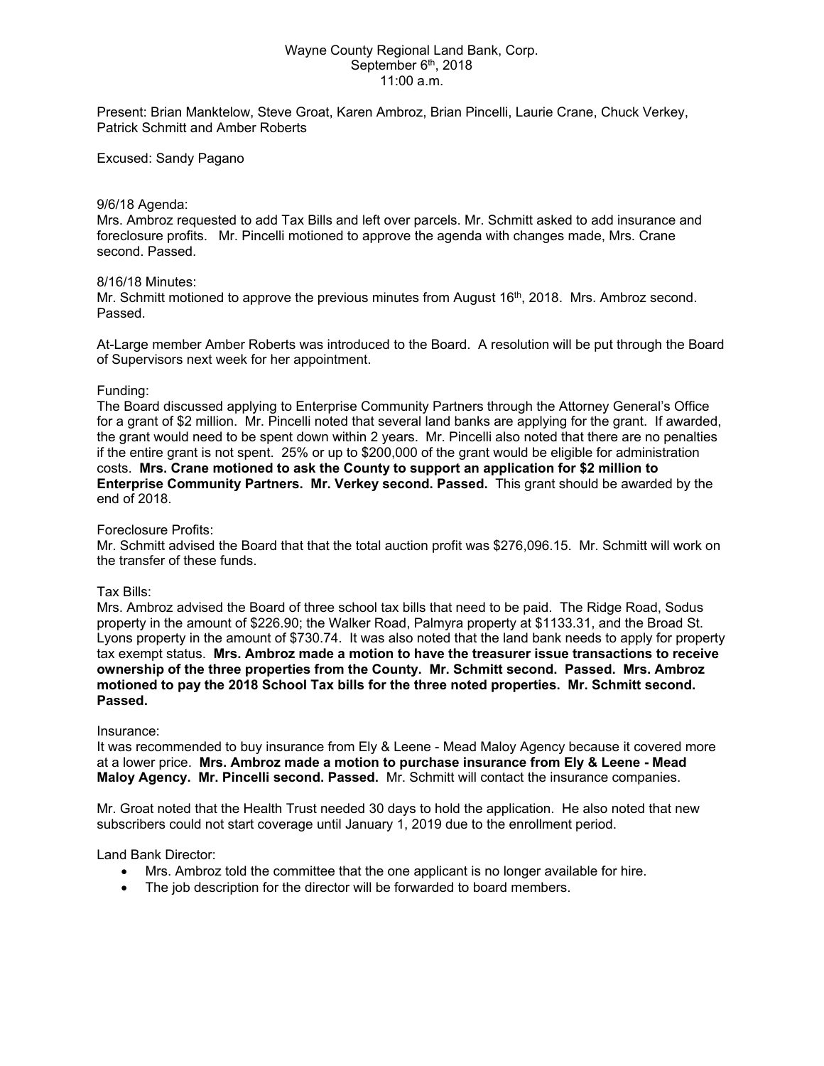Wayne County Regional Land Bank, Corp.
September 6th, 2018
11:00 a.m.

Present: Brian Manktelow, Steve Groat, Karen Ambroz, Brian Pincelli, Laurie Crane, Chuck Verkey, Patrick Schmitt and Amber Roberts

Excused: Sandy Pagano

9/6/18 Agenda:
Mrs. Ambroz requested to add Tax Bills and left over parcels. Mr. Schmitt asked to add insurance and foreclosure profits. Mr. Pincelli motioned to approve the agenda with changes made, Mrs. Crane second. Passed.

8/16/18 Minutes:
Mr. Schmitt motioned to approve the previous minutes from August 16th, 2018. Mrs. Ambroz second. Passed.

At-Large member Amber Roberts was introduced to the Board. A resolution will be put through the Board of Supervisors next week for her appointment.

Funding:
The Board discussed applying to Enterprise Community Partners through the Attorney General's Office for a grant of $2 million. Mr. Pincelli noted that several land banks are applying for the grant. If awarded, the grant would need to be spent down within 2 years. Mr. Pincelli also noted that there are no penalties if the entire grant is not spent. 25% or up to $200,000 of the grant would be eligible for administration costs. **Mrs. Crane motioned to ask the County to support an application for $2 million to Enterprise Community Partners. Mr. Verkey second. Passed.** This grant should be awarded by the end of 2018.

Foreclosure Profits:
Mr. Schmitt advised the Board that that the total auction profit was $276,096.15. Mr. Schmitt will work on the transfer of these funds.

Tax Bills:
Mrs. Ambroz advised the Board of three school tax bills that need to be paid. The Ridge Road, Sodus property in the amount of $226.90; the Walker Road, Palmyra property at $1133.31, and the Broad St. Lyons property in the amount of $730.74. It was also noted that the land bank needs to apply for property tax exempt status. **Mrs. Ambroz made a motion to have the treasurer issue transactions to receive ownership of the three properties from the County. Mr. Schmitt second. Passed. Mrs. Ambroz motioned to pay the 2018 School Tax bills for the three noted properties. Mr. Schmitt second. Passed.**

Insurance:
It was recommended to buy insurance from Ely & Leene - Mead Maloy Agency because it covered more at a lower price. **Mrs. Ambroz made a motion to purchase insurance from Ely & Leene - Mead Maloy Agency. Mr. Pincelli second. Passed.** Mr. Schmitt will contact the insurance companies.

Mr. Groat noted that the Health Trust needed 30 days to hold the application. He also noted that new subscribers could not start coverage until January 1, 2019 due to the enrollment period.

Land Bank Director:

- Mrs. Ambroz told the committee that the one applicant is no longer available for hire.
- The job description for the director will be forwarded to board members.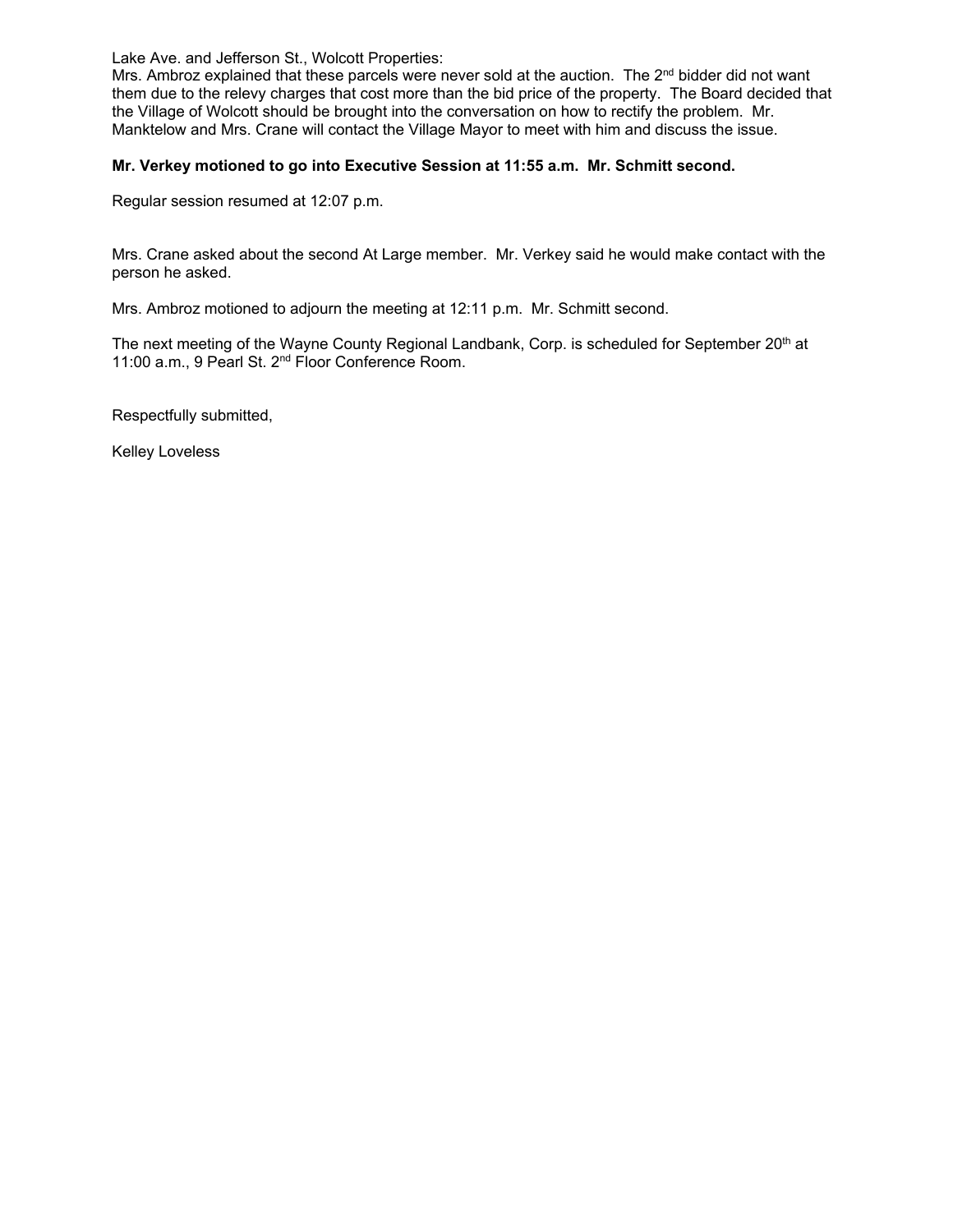Lake Ave. and Jefferson St., Wolcott Properties:
Mrs. Ambroz explained that these parcels were never sold at the auction. The 2nd bidder did not want them due to the relevy charges that cost more than the bid price of the property. The Board decided that the Village of Wolcott should be brought into the conversation on how to rectify the problem. Mr. Manktelow and Mrs. Crane will contact the Village Mayor to meet with him and discuss the issue.

**Mr. Verkey motioned to go into Executive Session at 11:55 a.m. Mr. Schmitt second.**

Regular session resumed at 12:07 p.m.

Mrs. Crane asked about the second At Large member. Mr. Verkey said he would make contact with the person he asked.

Mrs. Ambroz motioned to adjourn the meeting at 12:11 p.m. Mr. Schmitt second.

The next meeting of the Wayne County Regional Landbank, Corp. is scheduled for September 20th at 11:00 a.m., 9 Pearl St. 2nd Floor Conference Room.

Respectfully submitted,

Kelley Loveless